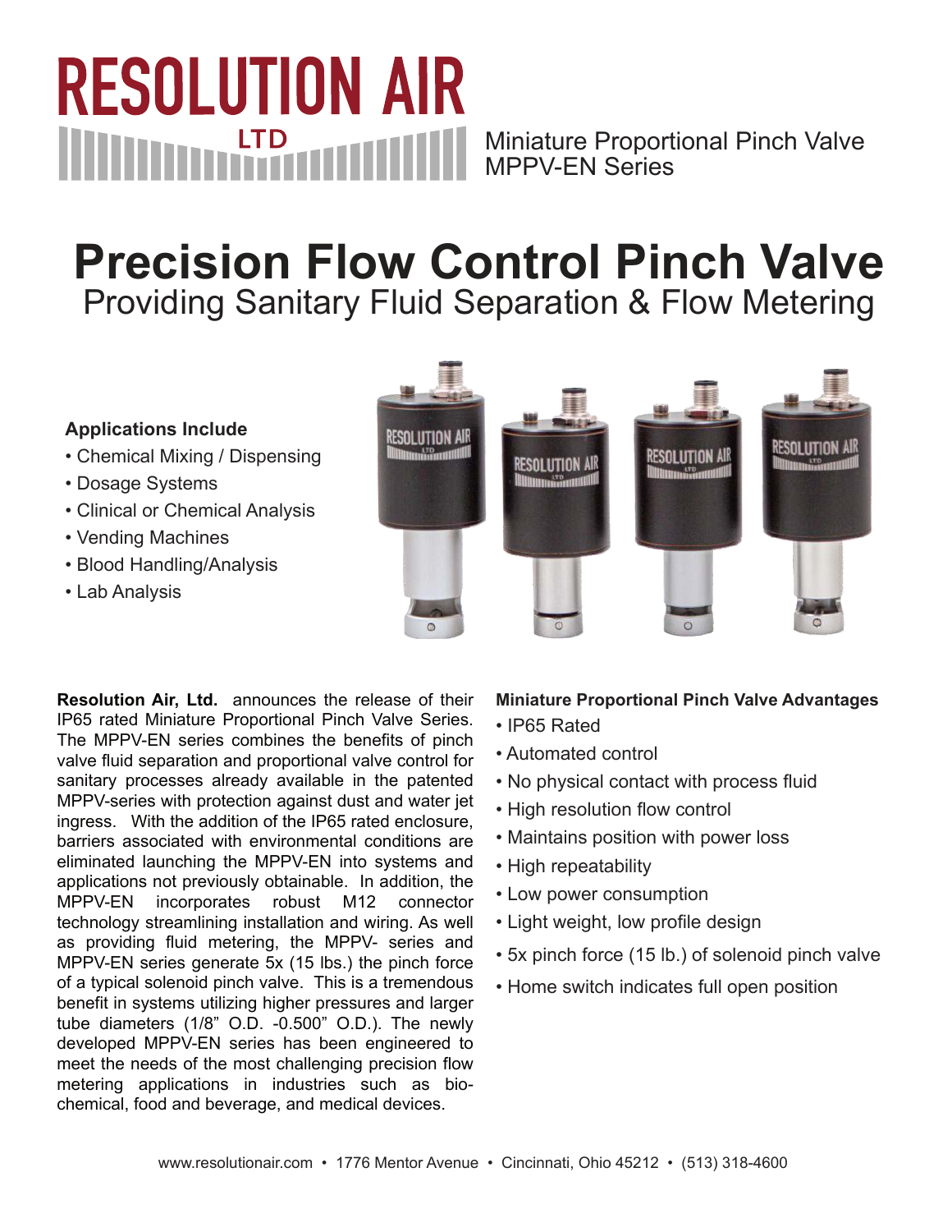# RESOLUTION AIR LTD

Miniature Proportional Pinch Valve
MPPV-EN Series

# Precision Flow Control Pinch Valve

## Providing Sanitary Fluid Separation & Flow Metering

**Applications Include**

- Chemical Mixing / Dispensing
- Dosage Systems
- Clinical or Chemical Analysis
- Vending Machines
- Blood Handling/Analysis
- Lab Analysis

**Resolution Air, Ltd.** announces the release of their IP65 rated Miniature Proportional Pinch Valve Series. The MPPV-EN series combines the benefits of pinch valve fluid separation and proportional valve control for sanitary processes already available in the patented MPPV-series with protection against dust and water jet ingress. With the addition of the IP65 rated enclosure, barriers associated with environmental conditions are eliminated launching the MPPV-EN into systems and applications not previously obtainable. In addition, the MPPV-EN incorporates robust M12 connector technology streamlining installation and wiring. As well as providing fluid metering, the MPPV- series and MPPV-EN series generate 5x (15 lbs.) the pinch force of a typical solenoid pinch valve. This is a tremendous benefit in systems utilizing higher pressures and larger tube diameters (1/8" O.D. -0.500" O.D.). The newly developed MPPV-EN series has been engineered to meet the needs of the most challenging precision flow metering applications in industries such as bio-chemical, food and beverage, and medical devices.

**Miniature Proportional Pinch Valve Advantages**

- IP65 Rated
- Automated control
- No physical contact with process fluid
- High resolution flow control
- Maintains position with power loss
- High repeatability
- Low power consumption
- Light weight, low profile design
- 5x pinch force (15 lb.) of solenoid pinch valve
- Home switch indicates full open position

www.resolutionair.com • 1776 Mentor Avenue • Cincinnati, Ohio 45212 • (513) 318-4600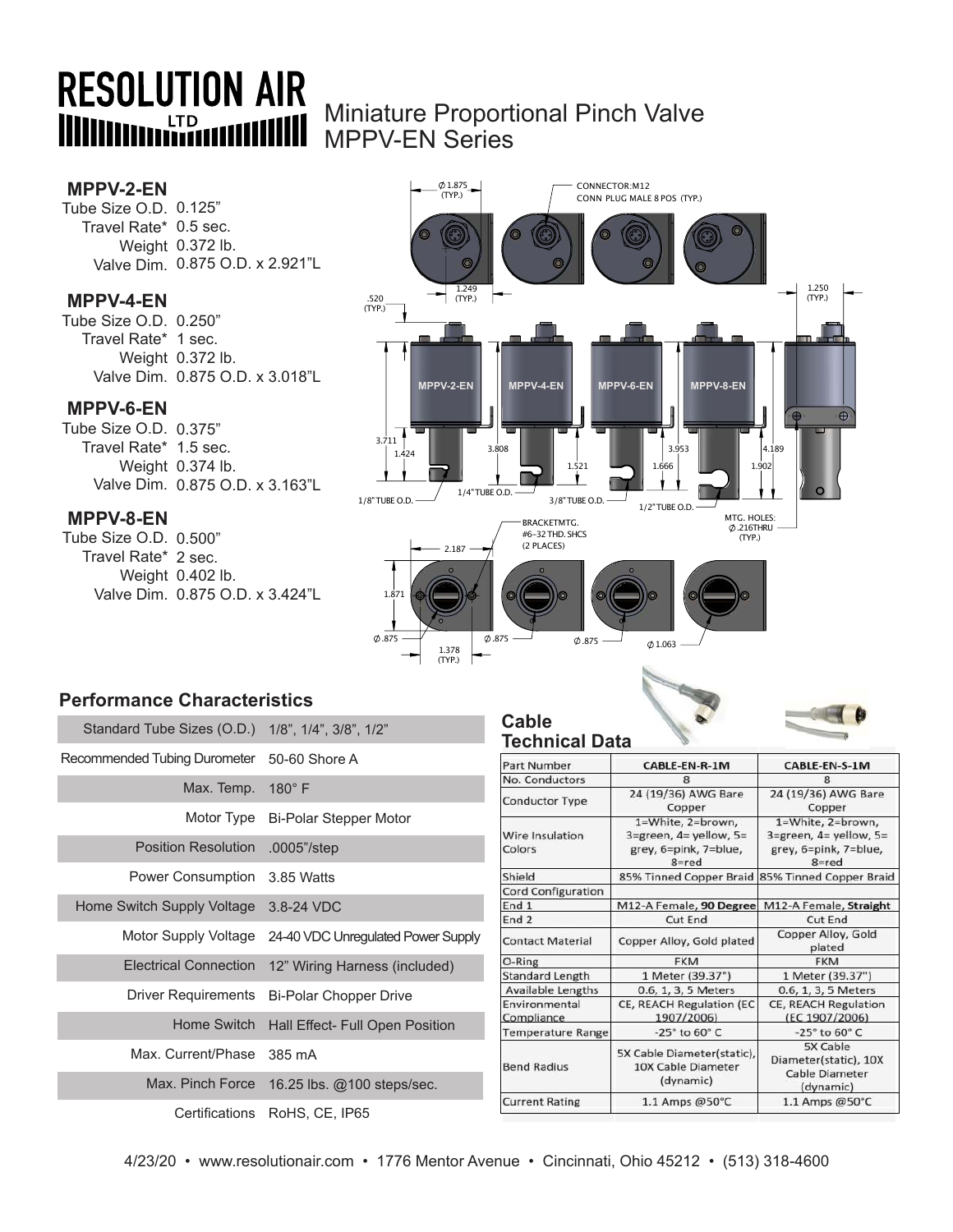# RESOLUTION AIR LTD

## Miniature Proportional Pinch Valve MPPV-EN Series

### MPPV-2-EN

Tube Size O.D. 0.125"
Travel Rate* 0.5 sec.
Weight 0.372 lb.
Valve Dim. 0.875 O.D. x 2.921"L

### MPPV-4-EN

Tube Size O.D. 0.250"
Travel Rate* 1 sec.
Weight 0.372 lb.
Valve Dim. 0.875 O.D. x 3.018"L

### MPPV-6-EN

Tube Size O.D. 0.375"
Travel Rate* 1.5 sec.
Weight 0.374 lb.
Valve Dim. 0.875 O.D. x 3.163"L

### MPPV-8-EN

Tube Size O.D. 0.500"
Travel Rate* 2 sec.
Weight 0.402 lb.
Valve Dim. 0.875 O.D. x 3.424"L

Ø 1.875 (TYP.)
CONNECTOR:M12 CONN PLUG MALE 8 POS (TYP.)
1.249 (TYP.)
1.250 (TYP.)
.520 (TYP.)
MPPV-2-EN
MPPV-4-EN
MPPV-6-EN
MPPV-8-EN
3.711
1.424
3.808
1.521
3.953
1.666
4.189
1.902
1/8" TUBE O.D.
1/4" TUBE O.D.
3/8" TUBE O.D.
1/2" TUBE O.D.
MTG. HOLES: Ø .216THRU (TYP.)
BRACKETMTG. #6-32 THD. SHCS (2 PLACES)
2.187
1.871
Ø .875
Ø .875
Ø .875
Ø 1.063
1.378 (TYP.)

## Performance Characteristics

| | |
|---|---|
| Standard Tube Sizes (O.D.) | 1/8", 1/4", 3/8", 1/2" |
| Recommended Tubing Durometer | 50-60 Shore A |
| Max. Temp. | 180° F |
| Motor Type | Bi-Polar Stepper Motor |
| Position Resolution | .0005"/step |
| Power Consumption | 3.85 Watts |
| Home Switch Supply Voltage | 3.8-24 VDC |
| Motor Supply Voltage | 24-40 VDC Unregulated Power Supply |
| Electrical Connection | 12" Wiring Harness (included) |
| Driver Requirements | Bi-Polar Chopper Drive |
| Home Switch | Hall Effect- Full Open Position |
| Max. Current/Phase | 385 mA |
| Max. Pinch Force | 16.25 lbs. @100 steps/sec. |
| Certifications | RoHS, CE, IP65 |

## Cable Technical Data

| Part Number | CABLE-EN-R-1M | CABLE-EN-S-1M |
|---|---|---|
| No. Conductors | 8 | 8 |
| Conductor Type | 24 (19/36) AWG Bare Copper | 24 (19/36) AWG Bare Copper |
| Wire Insulation Colors | 1=White, 2=brown, 3=green, 4= yellow, 5= grey, 6=pink, 7=blue, 8=red | 1=White, 2=brown, 3=green, 4= yellow, 5= grey, 6=pink, 7=blue, 8=red |
| Shield | 85% Tinned Copper Braid | 85% Tinned Copper Braid |
| Cord Configuration | | |
| End 1 | M12-A Female, **90 Degree** | M12-A Female, **Straight** |
| End 2 | Cut End | Cut End |
| Contact Material | Copper Alloy, Gold plated | Copper Alloy, Gold plated |
| O-Ring | FKM | FKM |
| Standard Length | 1 Meter (39.37") | 1 Meter (39.37") |
| Available Lengths | 0.6, 1, 3, 5 Meters | 0.6, 1, 3, 5 Meters |
| Environmental Compliance | CE, REACH Regulation (EC 1907/2006) | CE, REACH Regulation (EC 1907/2006) |
| Temperature Range | -25° to 60° C | -25° to 60° C |
| Bend Radius | 5X Cable Diameter(static), 10X Cable Diameter (dynamic) | 5X Cable Diameter(static), 10X Cable Diameter (dynamic) |
| Current Rating | 1.1 Amps @50°C | 1.1 Amps @50°C |

4/23/20 • www.resolutionair.com • 1776 Mentor Avenue • Cincinnati, Ohio 45212 • (513) 318-4600